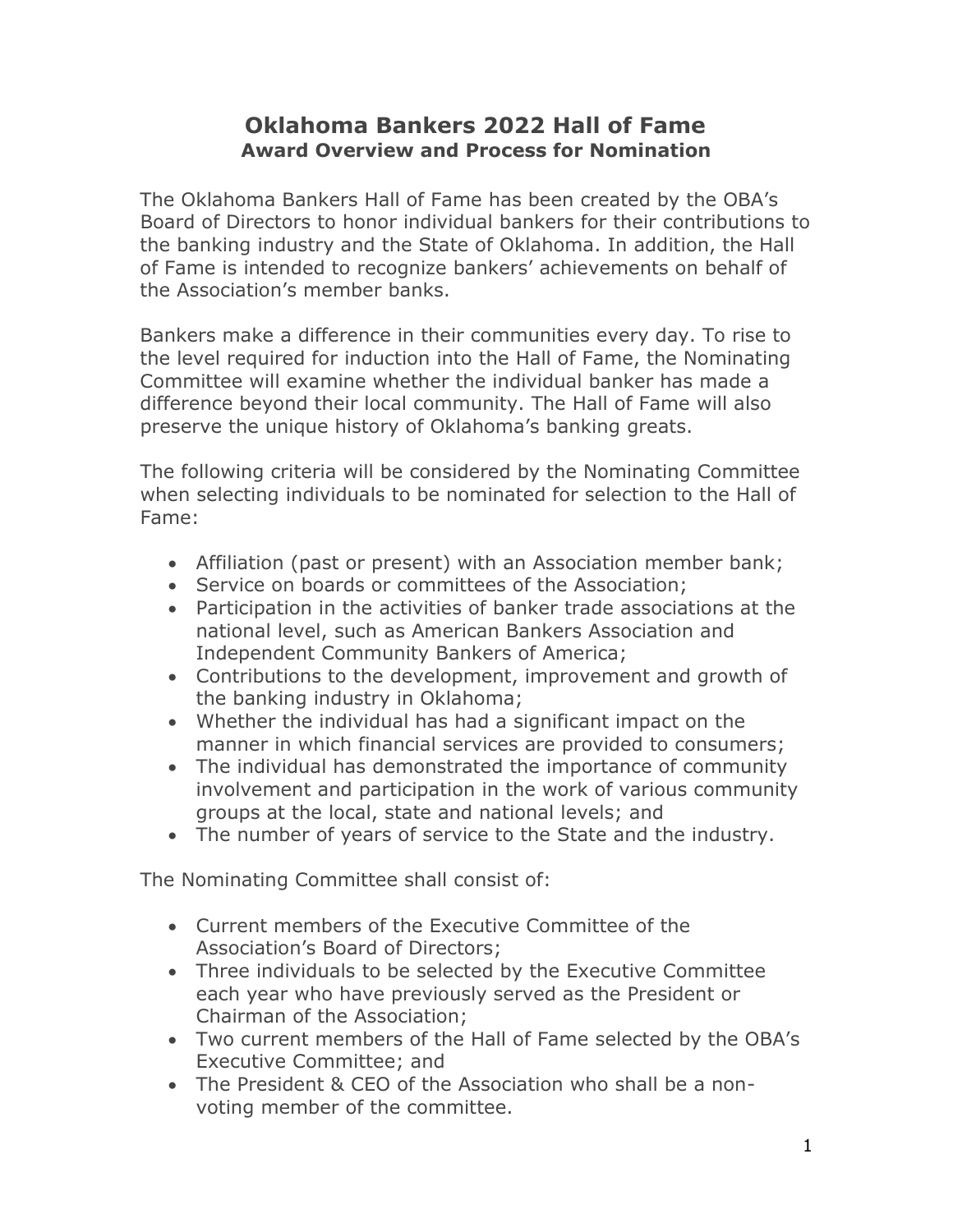# Oklahoma Bankers 2022 Hall of Fame

## Award Overview and Process for Nomination

The Oklahoma Bankers Hall of Fame has been created by the OBA's Board of Directors to honor individual bankers for their contributions to the banking industry and the State of Oklahoma. In addition, the Hall of Fame is intended to recognize bankers' achievements on behalf of the Association's member banks.

Bankers make a difference in their communities every day. To rise to the level required for induction into the Hall of Fame, the Nominating Committee will examine whether the individual banker has made a difference beyond their local community. The Hall of Fame will also preserve the unique history of Oklahoma's banking greats.

The following criteria will be considered by the Nominating Committee when selecting individuals to be nominated for selection to the Hall of Fame:

- Affiliation (past or present) with an Association member bank;
- Service on boards or committees of the Association;
- Participation in the activities of banker trade associations at the national level, such as American Bankers Association and Independent Community Bankers of America;
- Contributions to the development, improvement and growth of the banking industry in Oklahoma;
- Whether the individual has had a significant impact on the manner in which financial services are provided to consumers;
- The individual has demonstrated the importance of community involvement and participation in the work of various community groups at the local, state and national levels; and
- The number of years of service to the State and the industry.

The Nominating Committee shall consist of:

- Current members of the Executive Committee of the Association's Board of Directors;
- Three individuals to be selected by the Executive Committee each year who have previously served as the President or Chairman of the Association;
- Two current members of the Hall of Fame selected by the OBA's Executive Committee; and
- The President & CEO of the Association who shall be a non-voting member of the committee.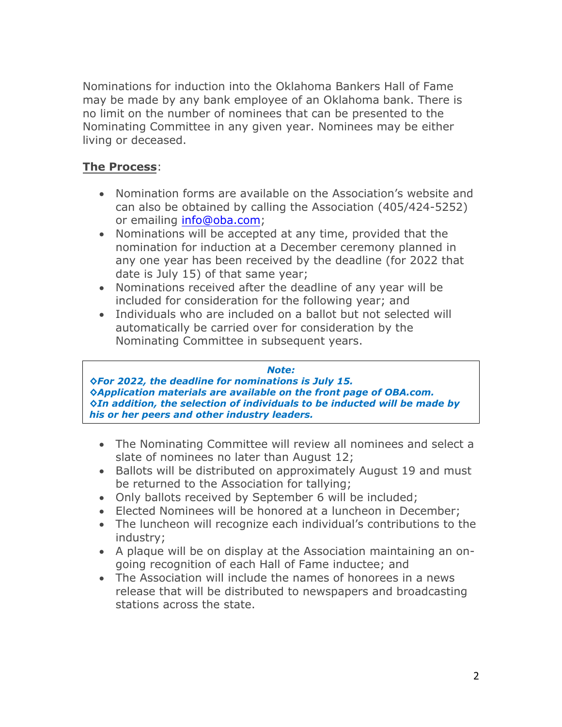Nominations for induction into the Oklahoma Bankers Hall of Fame may be made by any bank employee of an Oklahoma bank. There is no limit on the number of nominees that can be presented to the Nominating Committee in any given year. Nominees may be either living or deceased.

**The Process**:

- Nomination forms are available on the Association's website and can also be obtained by calling the Association (405/424-5252) or emailing info@oba.com;
- Nominations will be accepted at any time, provided that the nomination for induction at a December ceremony planned in any one year has been received by the deadline (for 2022 that date is July 15) of that same year;
- Nominations received after the deadline of any year will be included for consideration for the following year; and
- Individuals who are included on a ballot but not selected will automatically be carried over for consideration by the Nominating Committee in subsequent years.

> ***Note:***
> ***◊For 2022, the deadline for nominations is July 15.***
> ***◊Application materials are available on the front page of OBA.com.***
> ***◊In addition, the selection of individuals to be inducted will be made by his or her peers and other industry leaders.***

- The Nominating Committee will review all nominees and select a slate of nominees no later than August 12;
- Ballots will be distributed on approximately August 19 and must be returned to the Association for tallying;
- Only ballots received by September 6 will be included;
- Elected Nominees will be honored at a luncheon in December;
- The luncheon will recognize each individual's contributions to the industry;
- A plaque will be on display at the Association maintaining an on-going recognition of each Hall of Fame inductee; and
- The Association will include the names of honorees in a news release that will be distributed to newspapers and broadcasting stations across the state.